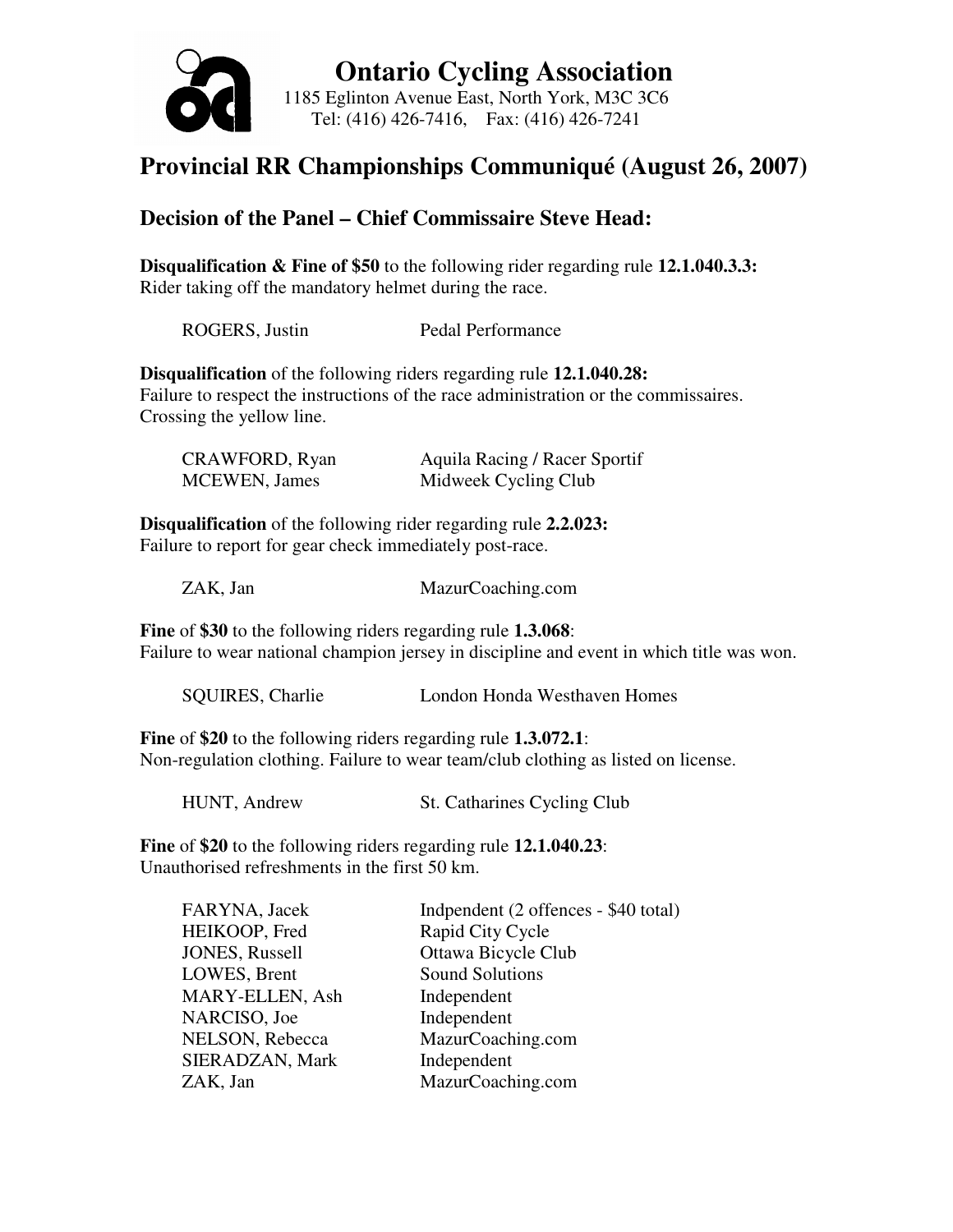# Ontario Cycling Association

1185 Eglinton Avenue East, North York, M3C 3C6
Tel: (416) 426-7416, Fax: (416) 426-7241

## Provincial RR Championships Communiqué (August 26, 2007)

### Decision of the Panel – Chief Commissaire Steve Head:

**Disqualification & Fine of $50** to the following rider regarding rule **12.1.040.3.3:**
Rider taking off the mandatory helmet during the race.

| | |
|---|---|
| ROGERS, Justin | Pedal Performance |

**Disqualification** of the following riders regarding rule **12.1.040.28:**
Failure to respect the instructions of the race administration or the commissaires. Crossing the yellow line.

| | |
|---|---|
| CRAWFORD, Ryan | Aquila Racing / Racer Sportif |
| MCEWEN, James | Midweek Cycling Club |

**Disqualification** of the following rider regarding rule **2.2.023:**
Failure to report for gear check immediately post-race.

| | |
|---|---|
| ZAK, Jan | MazurCoaching.com |

**Fine** of **$30** to the following riders regarding rule **1.3.068**:
Failure to wear national champion jersey in discipline and event in which title was won.

| | |
|---|---|
| SQUIRES, Charlie | London Honda Westhaven Homes |

**Fine** of **$20** to the following riders regarding rule **1.3.072.1**:
Non-regulation clothing. Failure to wear team/club clothing as listed on license.

| | |
|---|---|
| HUNT, Andrew | St. Catharines Cycling Club |

**Fine** of **$20** to the following riders regarding rule **12.1.040.23**:
Unauthorised refreshments in the first 50 km.

| | |
|---|---|
| FARYNA, Jacek | Indpendent (2 offences - $40 total) |
| HEIKOOP, Fred | Rapid City Cycle |
| JONES, Russell | Ottawa Bicycle Club |
| LOWES, Brent | Sound Solutions |
| MARY-ELLEN, Ash | Independent |
| NARCISO, Joe | Independent |
| NELSON, Rebecca | MazurCoaching.com |
| SIERADZAN, Mark | Independent |
| ZAK, Jan | MazurCoaching.com |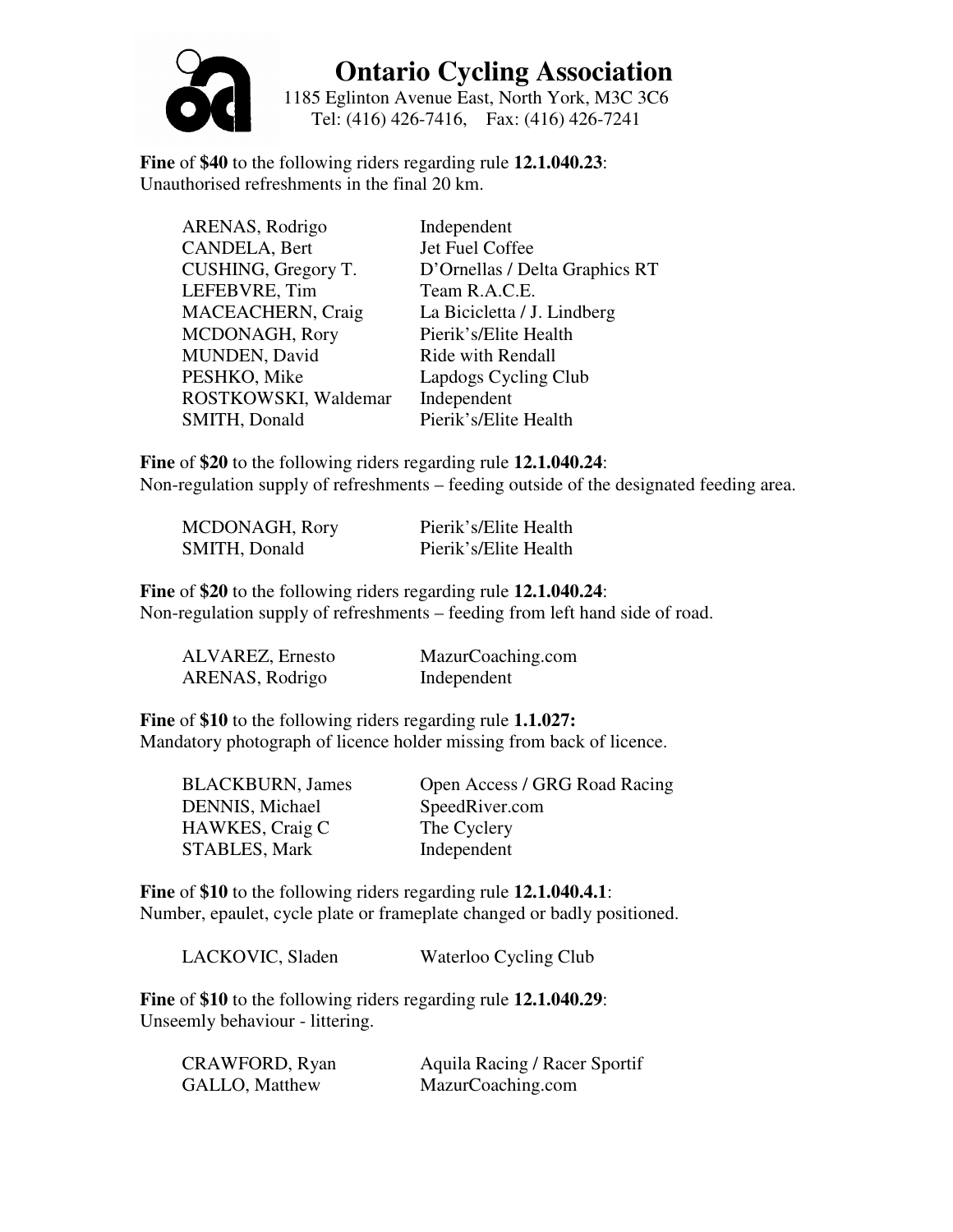# Ontario Cycling Association

1185 Eglinton Avenue East, North York, M3C 3C6
Tel: (416) 426-7416, Fax: (416) 426-7241

**Fine** of **$40** to the following riders regarding rule **12.1.040.23**:
Unauthorised refreshments in the final 20 km.

| | |
|---|---|
| ARENAS, Rodrigo | Independent |
| CANDELA, Bert | Jet Fuel Coffee |
| CUSHING, Gregory T. | D'Ornellas / Delta Graphics RT |
| LEFEBVRE, Tim | Team R.A.C.E. |
| MACEACHERN, Craig | La Bicicletta / J. Lindberg |
| MCDONAGH, Rory | Pierik's/Elite Health |
| MUNDEN, David | Ride with Rendall |
| PESHKO, Mike | Lapdogs Cycling Club |
| ROSTKOWSKI, Waldemar | Independent |
| SMITH, Donald | Pierik's/Elite Health |

**Fine** of **$20** to the following riders regarding rule **12.1.040.24**:
Non-regulation supply of refreshments – feeding outside of the designated feeding area.

| | |
|---|---|
| MCDONAGH, Rory | Pierik's/Elite Health |
| SMITH, Donald | Pierik's/Elite Health |

**Fine** of **$20** to the following riders regarding rule **12.1.040.24**:
Non-regulation supply of refreshments – feeding from left hand side of road.

| | |
|---|---|
| ALVAREZ, Ernesto | MazurCoaching.com |
| ARENAS, Rodrigo | Independent |

**Fine** of **$10** to the following riders regarding rule **1.1.027:**
Mandatory photograph of licence holder missing from back of licence.

| | |
|---|---|
| BLACKBURN, James | Open Access / GRG Road Racing |
| DENNIS, Michael | SpeedRiver.com |
| HAWKES, Craig C | The Cyclery |
| STABLES, Mark | Independent |

**Fine** of **$10** to the following riders regarding rule **12.1.040.4.1**:
Number, epaulet, cycle plate or frameplate changed or badly positioned.

| | |
|---|---|
| LACKOVIC, Sladen | Waterloo Cycling Club |

**Fine** of **$10** to the following riders regarding rule **12.1.040.29**:
Unseemly behaviour - littering.

| | |
|---|---|
| CRAWFORD, Ryan | Aquila Racing / Racer Sportif |
| GALLO, Matthew | MazurCoaching.com |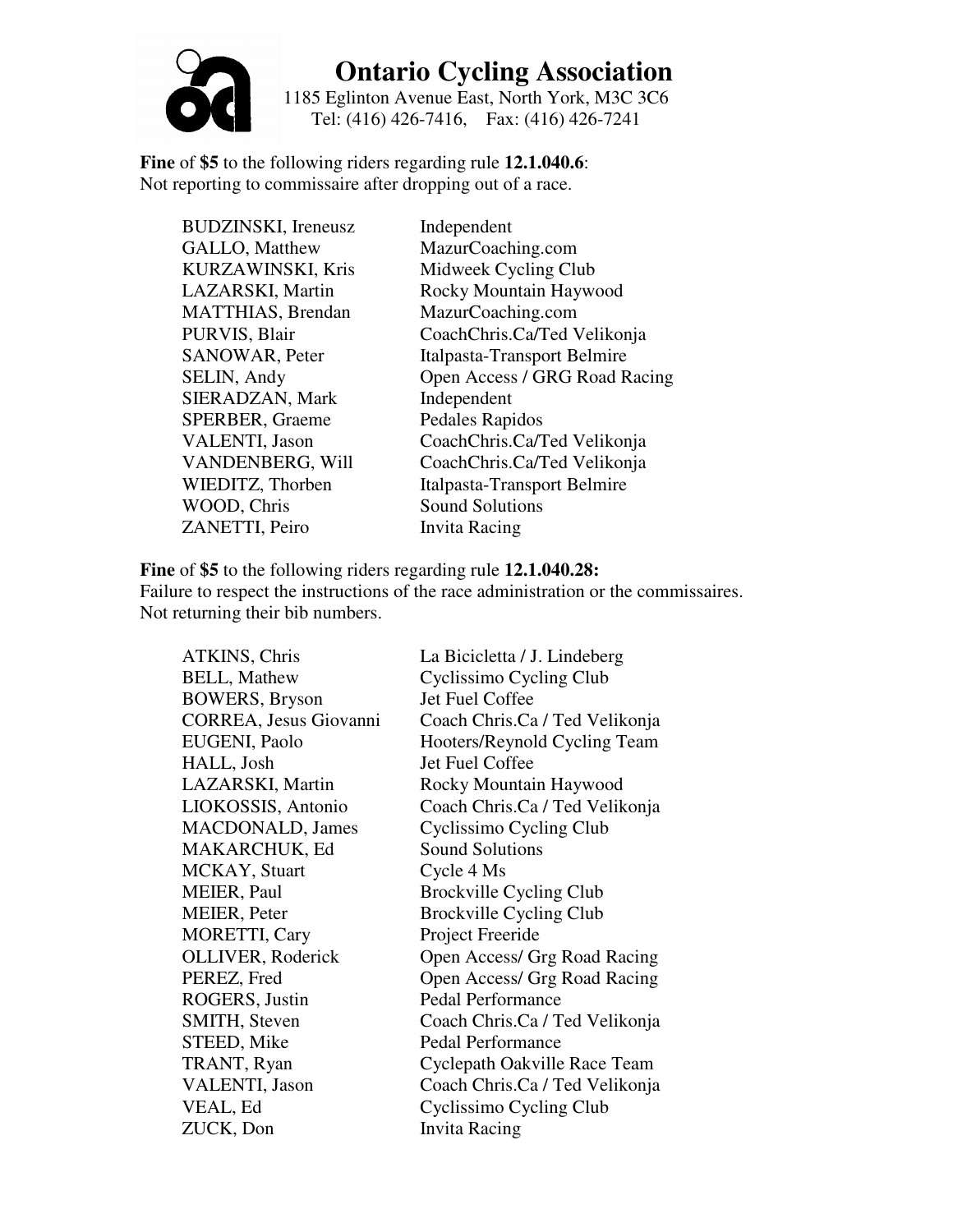# Ontario Cycling Association

1185 Eglinton Avenue East, North York, M3C 3C6
Tel: (416) 426-7416, Fax: (416) 426-7241

**Fine** of **$5** to the following riders regarding rule **12.1.040.6**:
Not reporting to commissaire after dropping out of a race.

| | |
|---|---|
| BUDZINSKI, Ireneusz | Independent |
| GALLO, Matthew | MazurCoaching.com |
| KURZAWINSKI, Kris | Midweek Cycling Club |
| LAZARSKI, Martin | Rocky Mountain Haywood |
| MATTHIAS, Brendan | MazurCoaching.com |
| PURVIS, Blair | CoachChris.Ca/Ted Velikonja |
| SANOWAR, Peter | Italpasta-Transport Belmire |
| SELIN, Andy | Open Access / GRG Road Racing |
| SIERADZAN, Mark | Independent |
| SPERBER, Graeme | Pedales Rapidos |
| VALENTI, Jason | CoachChris.Ca/Ted Velikonja |
| VANDENBERG, Will | CoachChris.Ca/Ted Velikonja |
| WIEDITZ, Thorben | Italpasta-Transport Belmire |
| WOOD, Chris | Sound Solutions |
| ZANETTI, Peiro | Invita Racing |

**Fine** of **$5** to the following riders regarding rule **12.1.040.28:**
Failure to respect the instructions of the race administration or the commissaires.
Not returning their bib numbers.

| | |
|---|---|
| ATKINS, Chris | La Bicicletta / J. Lindeberg |
| BELL, Mathew | Cyclissimo Cycling Club |
| BOWERS, Bryson | Jet Fuel Coffee |
| CORREA, Jesus Giovanni | Coach Chris.Ca / Ted Velikonja |
| EUGENI, Paolo | Hooters/Reynold Cycling Team |
| HALL, Josh | Jet Fuel Coffee |
| LAZARSKI, Martin | Rocky Mountain Haywood |
| LIOKOSSIS, Antonio | Coach Chris.Ca / Ted Velikonja |
| MACDONALD, James | Cyclissimo Cycling Club |
| MAKARCHUK, Ed | Sound Solutions |
| MCKAY, Stuart | Cycle 4 Ms |
| MEIER, Paul | Brockville Cycling Club |
| MEIER, Peter | Brockville Cycling Club |
| MORETTI, Cary | Project Freeride |
| OLLIVER, Roderick | Open Access/ Grg Road Racing |
| PEREZ, Fred | Open Access/ Grg Road Racing |
| ROGERS, Justin | Pedal Performance |
| SMITH, Steven | Coach Chris.Ca / Ted Velikonja |
| STEED, Mike | Pedal Performance |
| TRANT, Ryan | Cyclepath Oakville Race Team |
| VALENTI, Jason | Coach Chris.Ca / Ted Velikonja |
| VEAL, Ed | Cyclissimo Cycling Club |
| ZUCK, Don | Invita Racing |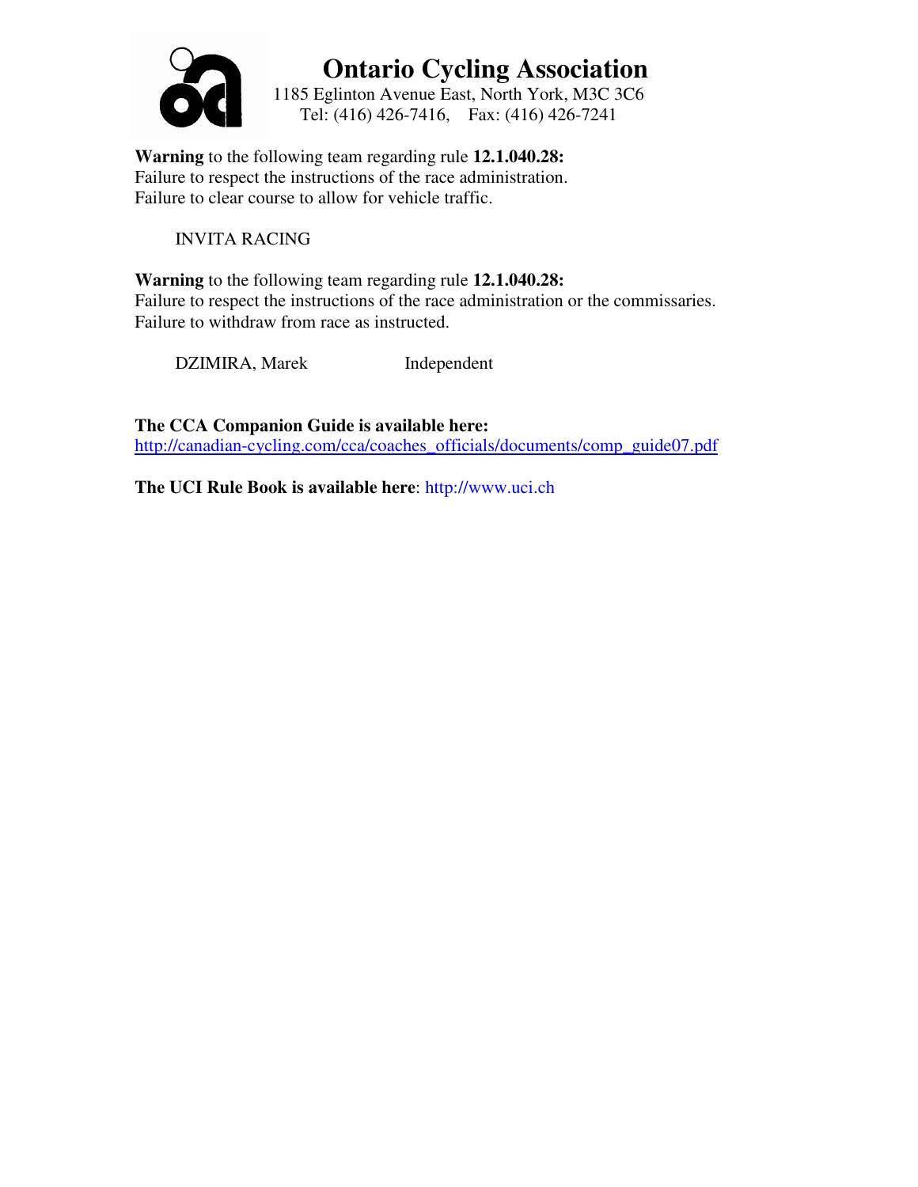# Ontario Cycling Association

1185 Eglinton Avenue East, North York, M3C 3C6
Tel: (416) 426-7416, Fax: (416) 426-7241

**Warning** to the following team regarding rule **12.1.040.28:**
Failure to respect the instructions of the race administration.
Failure to clear course to allow for vehicle traffic.

INVITA RACING

**Warning** to the following team regarding rule **12.1.040.28:**
Failure to respect the instructions of the race administration or the commissaries.
Failure to withdraw from race as instructed.

DZIMIRA, Marek Independent

**The CCA Companion Guide is available here:**
http://canadian-cycling.com/cca/coaches_officials/documents/comp_guide07.pdf

**The UCI Rule Book is available here**: http://www.uci.ch